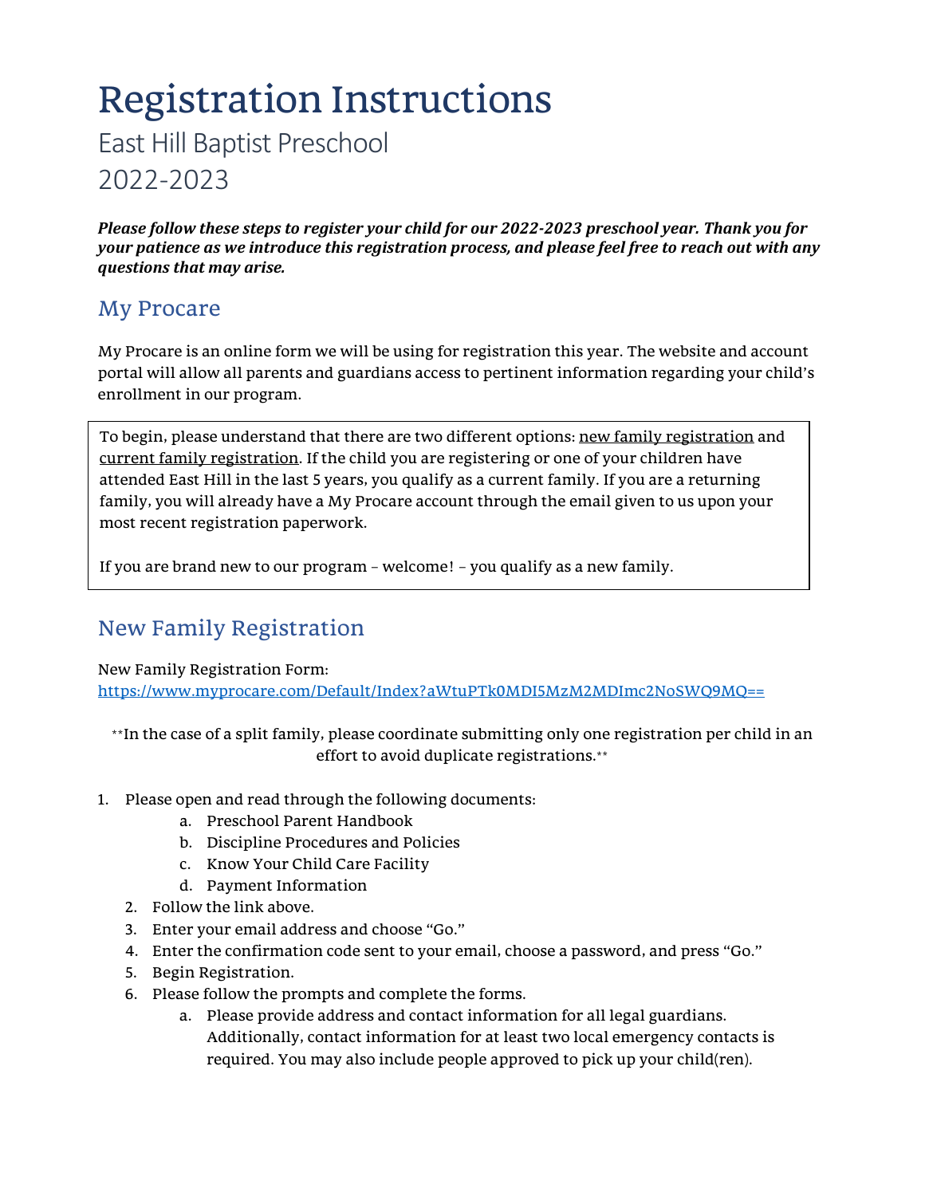# Registration Instructions

East Hill Baptist Preschool
2022-2023

***Please follow these steps to register your child for our 2022-2023 preschool year. Thank you for your patience as we introduce this registration process, and please feel free to reach out with any questions that may arise.***

## My Procare

My Procare is an online form we will be using for registration this year. The website and account portal will allow all parents and guardians access to pertinent information regarding your child's enrollment in our program.

To begin, please understand that there are two different options: new family registration and current family registration. If the child you are registering or one of your children have attended East Hill in the last 5 years, you qualify as a current family. If you are a returning family, you will already have a My Procare account through the email given to us upon your most recent registration paperwork.

If you are brand new to our program – welcome! – you qualify as a new family.

## New Family Registration

New Family Registration Form:
https://www.myprocare.com/Default/Index?aWtuPTk0MDI5MzM2MDImc2NoSWQ9MQ==

**In the case of a split family, please coordinate submitting only one registration per child in an effort to avoid duplicate registrations.**

1. Please open and read through the following documents:
   a. Preschool Parent Handbook
   b. Discipline Procedures and Policies
   c. Know Your Child Care Facility
   d. Payment Information
2. Follow the link above.
3. Enter your email address and choose "Go."
4. Enter the confirmation code sent to your email, choose a password, and press "Go."
5. Begin Registration.
6. Please follow the prompts and complete the forms.
   a. Please provide address and contact information for all legal guardians. Additionally, contact information for at least two local emergency contacts is required. You may also include people approved to pick up your child(ren).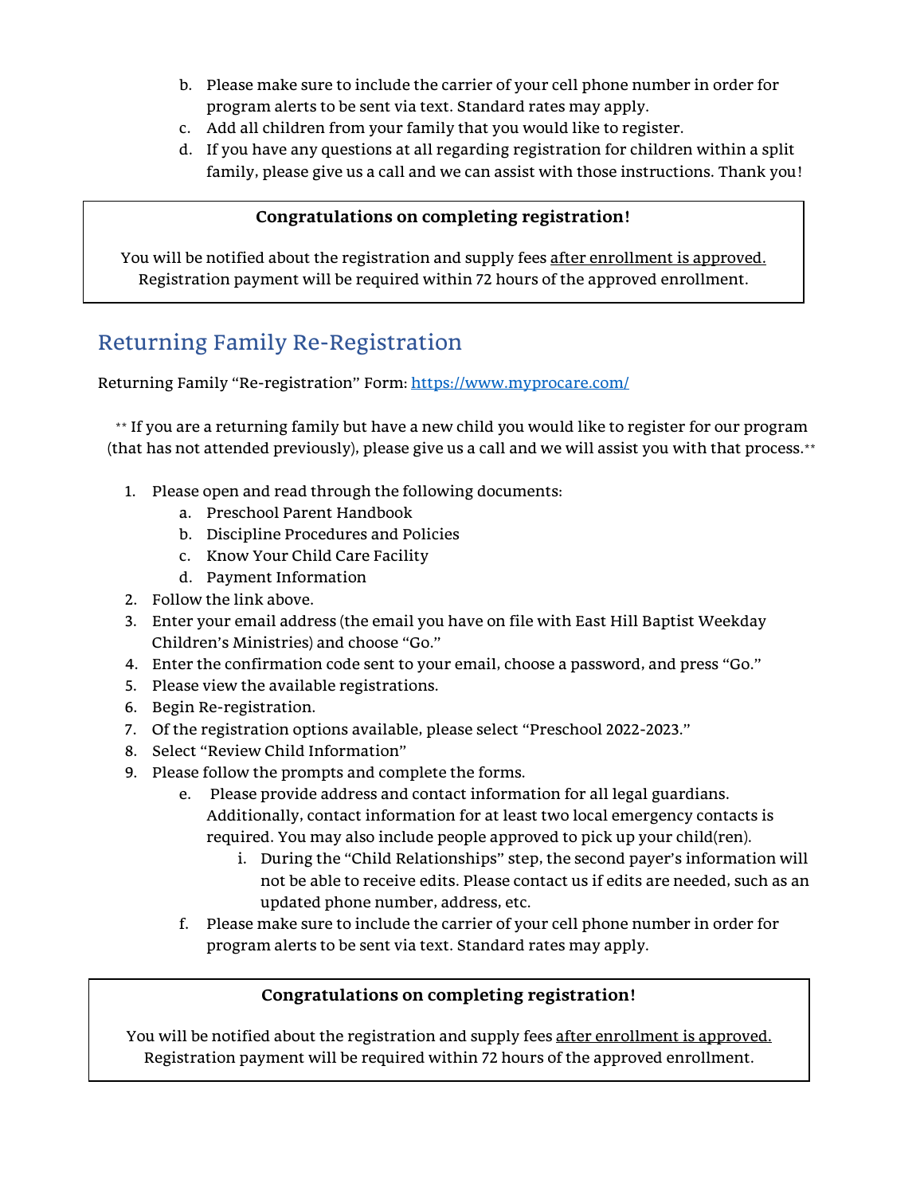b. Please make sure to include the carrier of your cell phone number in order for program alerts to be sent via text. Standard rates may apply.
   c. Add all children from your family that you would like to register.
   d. If you have any questions at all regarding registration for children within a split family, please give us a call and we can assist with those instructions. Thank you!

**Congratulations on completing registration!**

You will be notified about the registration and supply fees after enrollment is approved. Registration payment will be required within 72 hours of the approved enrollment.

## Returning Family Re-Registration

Returning Family "Re-registration" Form: https://www.myprocare.com/

** If you are a returning family but have a new child you would like to register for our program (that has not attended previously), please give us a call and we will assist you with that process.**

1. Please open and read through the following documents:
   a. Preschool Parent Handbook
   b. Discipline Procedures and Policies
   c. Know Your Child Care Facility
   d. Payment Information
2. Follow the link above.
3. Enter your email address (the email you have on file with East Hill Baptist Weekday Children's Ministries) and choose "Go."
4. Enter the confirmation code sent to your email, choose a password, and press "Go."
5. Please view the available registrations.
6. Begin Re-registration.
7. Of the registration options available, please select "Preschool 2022-2023."
8. Select "Review Child Information"
9. Please follow the prompts and complete the forms.
   e. Please provide address and contact information for all legal guardians. Additionally, contact information for at least two local emergency contacts is required. You may also include people approved to pick up your child(ren).
      i. During the "Child Relationships" step, the second payer's information will not be able to receive edits. Please contact us if edits are needed, such as an updated phone number, address, etc.
   f. Please make sure to include the carrier of your cell phone number in order for program alerts to be sent via text. Standard rates may apply.

**Congratulations on completing registration!**

You will be notified about the registration and supply fees after enrollment is approved. Registration payment will be required within 72 hours of the approved enrollment.